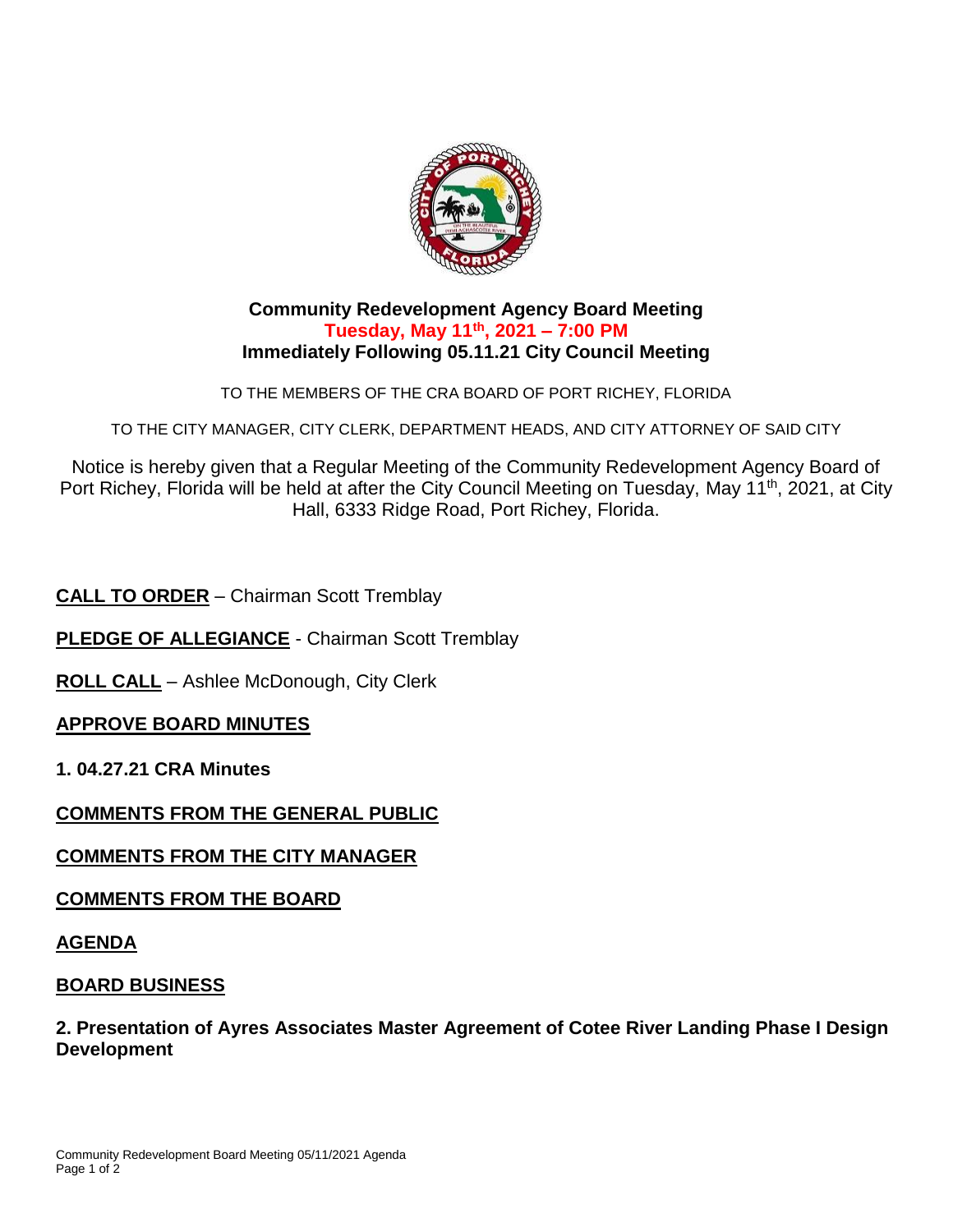# Community Redevelopment Agency Board Meeting

**Tuesday, May 11th, 2021 – 7:00 PM**

**Immediately Following 05.11.21 City Council Meeting**

TO THE MEMBERS OF THE CRA BOARD OF PORT RICHEY, FLORIDA

TO THE CITY MANAGER, CITY CLERK, DEPARTMENT HEADS, AND CITY ATTORNEY OF SAID CITY

Notice is hereby given that a Regular Meeting of the Community Redevelopment Agency Board of Port Richey, Florida will be held at after the City Council Meeting on Tuesday, May 11th, 2021, at City Hall, 6333 Ridge Road, Port Richey, Florida.

**CALL TO ORDER** – Chairman Scott Tremblay

**PLEDGE OF ALLEGIANCE** - Chairman Scott Tremblay

**ROLL CALL** – Ashlee McDonough, City Clerk

**APPROVE BOARD MINUTES**

**1. 04.27.21 CRA Minutes**

**COMMENTS FROM THE GENERAL PUBLIC**

**COMMENTS FROM THE CITY MANAGER**

**COMMENTS FROM THE BOARD**

**AGENDA**

**BOARD BUSINESS**

**2. Presentation of Ayres Associates Master Agreement of Cotee River Landing Phase I Design Development**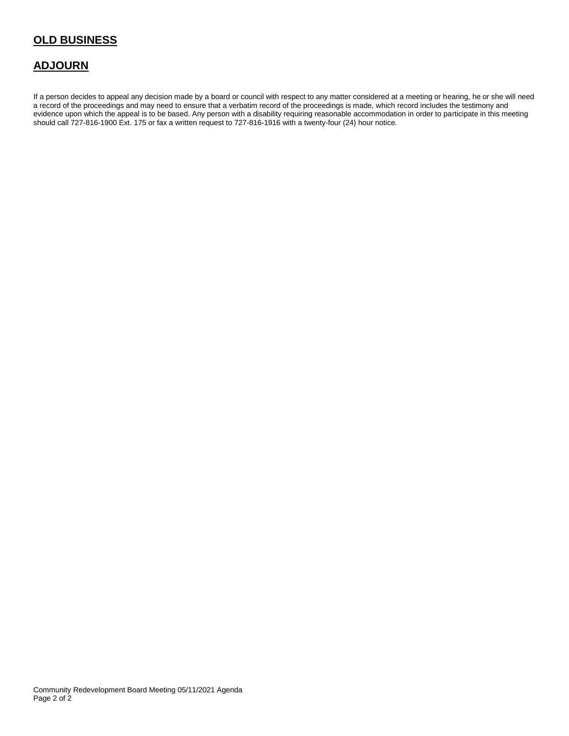## OLD BUSINESS

## ADJOURN

If a person decides to appeal any decision made by a board or council with respect to any matter considered at a meeting or hearing, he or she will need a record of the proceedings and may need to ensure that a verbatim record of the proceedings is made, which record includes the testimony and evidence upon which the appeal is to be based. Any person with a disability requiring reasonable accommodation in order to participate in this meeting should call 727-816-1900 Ext. 175 or fax a written request to 727-816-1916 with a twenty-four (24) hour notice.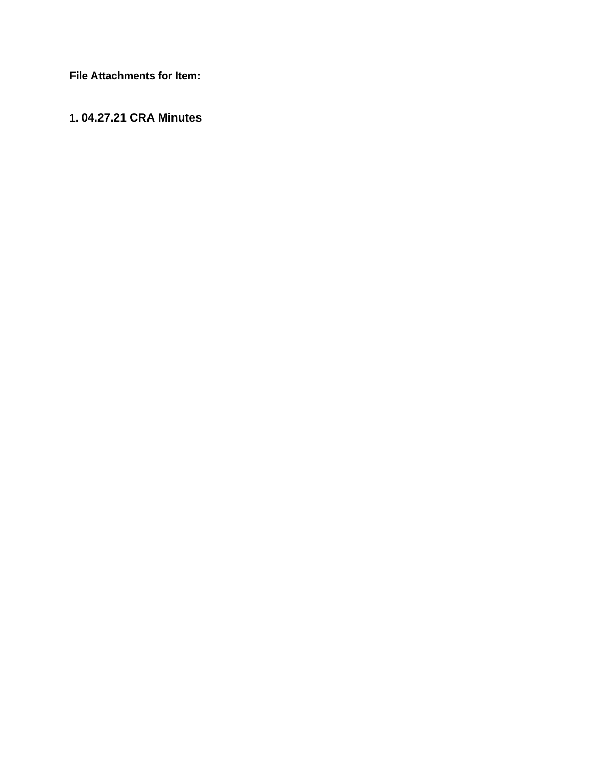**File Attachments for Item:**

**1. 04.27.21 CRA Minutes**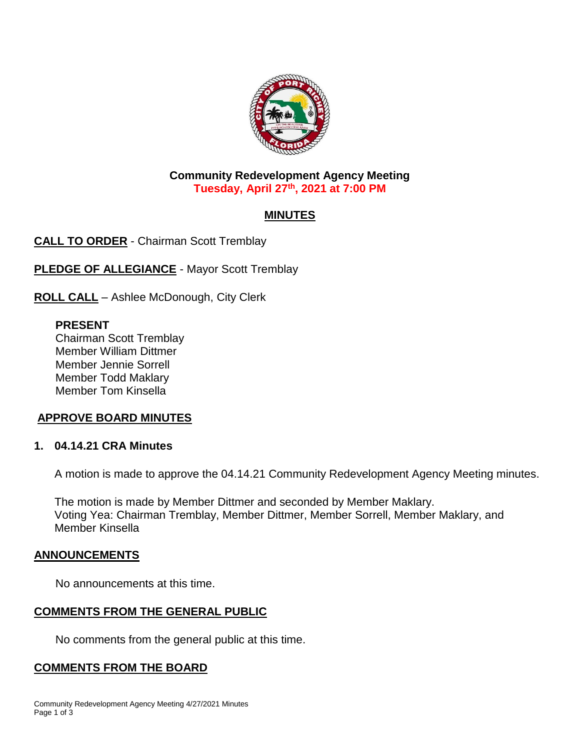**Community Redevelopment Agency Meeting**
**Tuesday, April 27th, 2021 at 7:00 PM**

# MINUTES

**CALL TO ORDER** - Chairman Scott Tremblay

**PLEDGE OF ALLEGIANCE** - Mayor Scott Tremblay

**ROLL CALL** – Ashlee McDonough, City Clerk

**PRESENT**
Chairman Scott Tremblay
Member William Dittmer
Member Jennie Sorrell
Member Todd Maklary
Member Tom Kinsella

## APPROVE BOARD MINUTES

### 1. 04.14.21 CRA Minutes

A motion is made to approve the 04.14.21 Community Redevelopment Agency Meeting minutes.

The motion is made by Member Dittmer and seconded by Member Maklary.
Voting Yea: Chairman Tremblay, Member Dittmer, Member Sorrell, Member Maklary, and Member Kinsella

## ANNOUNCEMENTS

No announcements at this time.

## COMMENTS FROM THE GENERAL PUBLIC

No comments from the general public at this time.

## COMMENTS FROM THE BOARD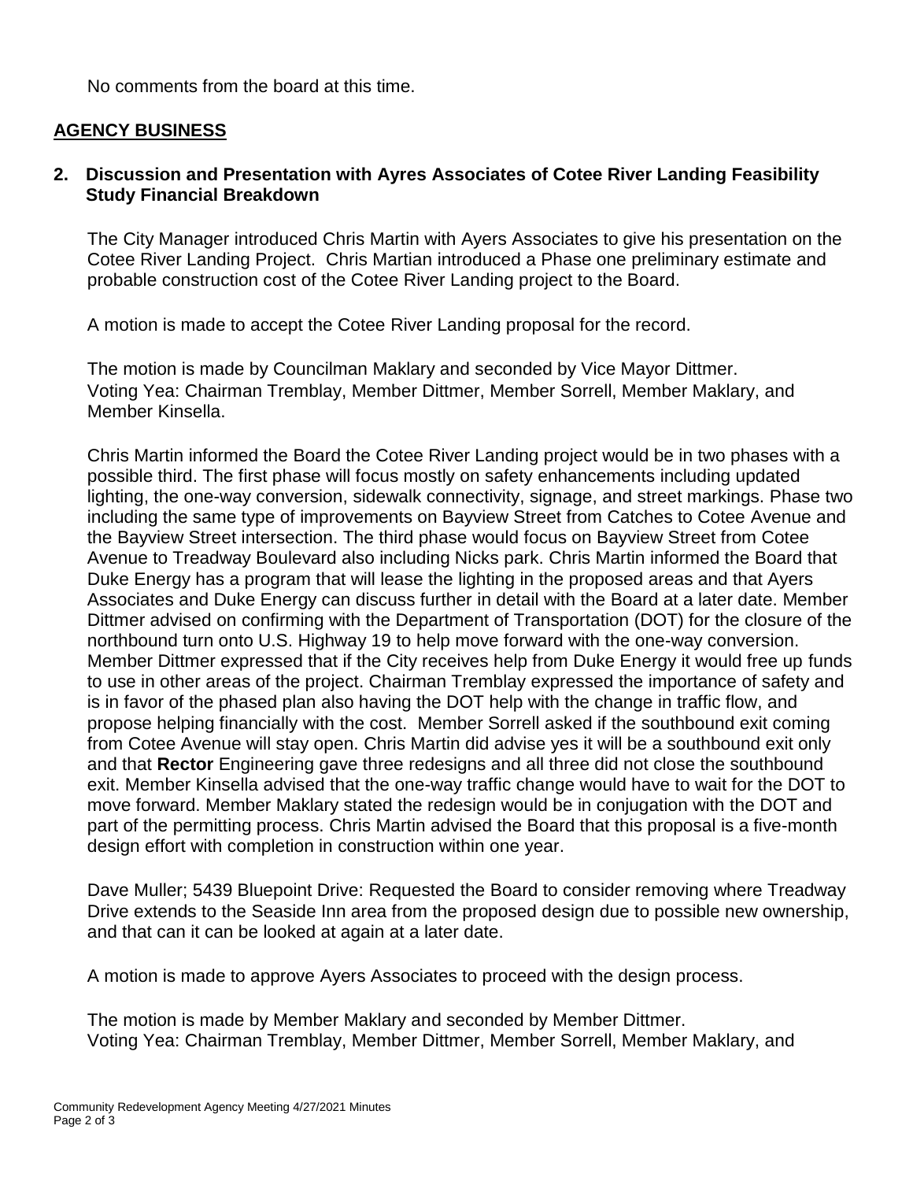No comments from the board at this time.

## AGENCY BUSINESS

### 2. Discussion and Presentation with Ayres Associates of Cotee River Landing Feasibility Study Financial Breakdown

The City Manager introduced Chris Martin with Ayers Associates to give his presentation on the Cotee River Landing Project. Chris Martian introduced a Phase one preliminary estimate and probable construction cost of the Cotee River Landing project to the Board.

A motion is made to accept the Cotee River Landing proposal for the record.

The motion is made by Councilman Maklary and seconded by Vice Mayor Dittmer.
Voting Yea: Chairman Tremblay, Member Dittmer, Member Sorrell, Member Maklary, and Member Kinsella.

Chris Martin informed the Board the Cotee River Landing project would be in two phases with a possible third. The first phase will focus mostly on safety enhancements including updated lighting, the one-way conversion, sidewalk connectivity, signage, and street markings. Phase two including the same type of improvements on Bayview Street from Catches to Cotee Avenue and the Bayview Street intersection. The third phase would focus on Bayview Street from Cotee Avenue to Treadway Boulevard also including Nicks park. Chris Martin informed the Board that Duke Energy has a program that will lease the lighting in the proposed areas and that Ayers Associates and Duke Energy can discuss further in detail with the Board at a later date. Member Dittmer advised on confirming with the Department of Transportation (DOT) for the closure of the northbound turn onto U.S. Highway 19 to help move forward with the one-way conversion. Member Dittmer expressed that if the City receives help from Duke Energy it would free up funds to use in other areas of the project. Chairman Tremblay expressed the importance of safety and is in favor of the phased plan also having the DOT help with the change in traffic flow, and propose helping financially with the cost. Member Sorrell asked if the southbound exit coming from Cotee Avenue will stay open. Chris Martin did advise yes it will be a southbound exit only and that **Rector** Engineering gave three redesigns and all three did not close the southbound exit. Member Kinsella advised that the one-way traffic change would have to wait for the DOT to move forward. Member Maklary stated the redesign would be in conjugation with the DOT and part of the permitting process. Chris Martin advised the Board that this proposal is a five-month design effort with completion in construction within one year.

Dave Muller; 5439 Bluepoint Drive: Requested the Board to consider removing where Treadway Drive extends to the Seaside Inn area from the proposed design due to possible new ownership, and that can it can be looked at again at a later date.

A motion is made to approve Ayers Associates to proceed with the design process.

The motion is made by Member Maklary and seconded by Member Dittmer.
Voting Yea: Chairman Tremblay, Member Dittmer, Member Sorrell, Member Maklary, and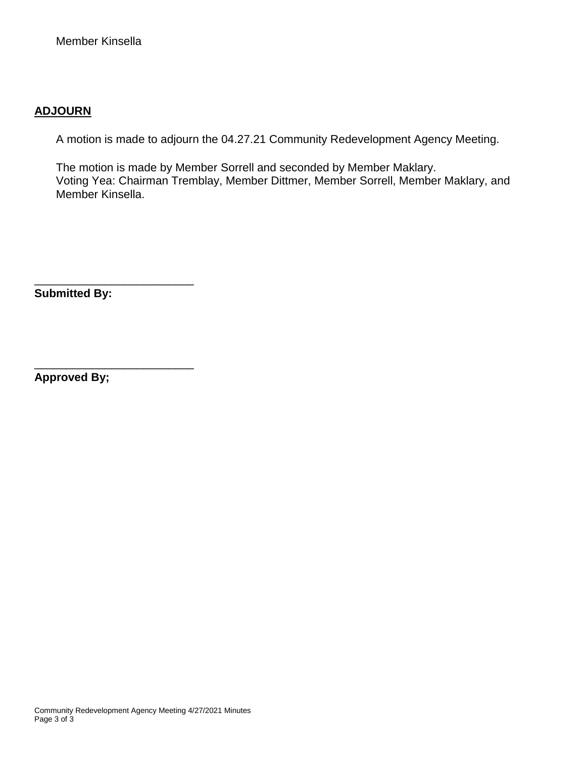Member Kinsella

## ADJOURN

A motion is made to adjourn the 04.27.21 Community Redevelopment Agency Meeting.

The motion is made by Member Sorrell and seconded by Member Maklary.
Voting Yea: Chairman Tremblay, Member Dittmer, Member Sorrell, Member Maklary, and Member Kinsella.

_________________________
**Submitted By:**

_________________________
**Approved By;**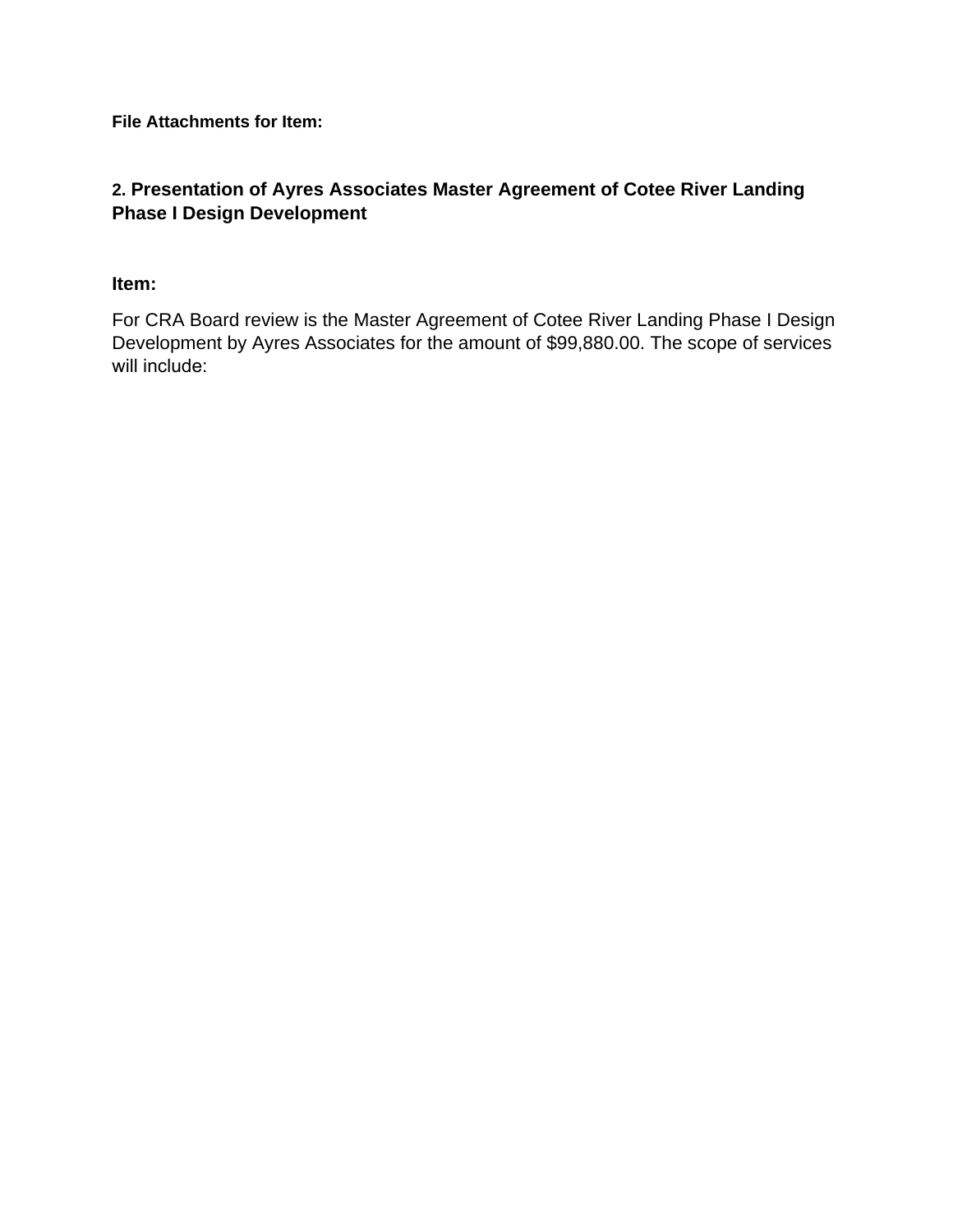**File Attachments for Item:**

## 2. Presentation of Ayres Associates Master Agreement of Cotee River Landing Phase I Design Development

### Item:

For CRA Board review is the Master Agreement of Cotee River Landing Phase I Design Development by Ayres Associates for the amount of $99,880.00. The scope of services will include: